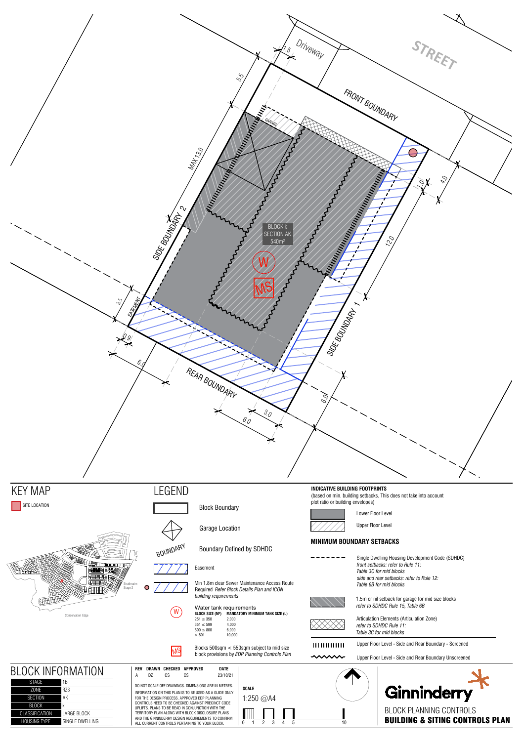Driveway

STREET

FRONT BOUNDARY

GARAGE

MAX 13.0

SIDE BOUNDARY 2

SIDE BOUNDARY 1

EASEMENT

REAR BOUNDARY

BLOCK k
SECTION AK
540m²

W

MS

1.5

5.5

1.0

4.0

12.0

3.5

0.9

6.0

3.0

6.0

6.0

# KEY MAP

SITE LOCATION

Strathnairn Stage 2

Conservation Edge

# LEGEND

Block Boundary

Garage Location

BOUNDARY — Boundary Defined by SDHDC

Easement

Min 1.8m clear Sewer Maintenance Access Route Required *Refer Block Details Plan and ICON building requirements*

Water tank requirements

| BLOCK SIZE (M²) | MANDATORY MINIMUM TANK SIZE (L) |
|---|---|
| 251 ≤ 350 | 2,000 |
| 351 ≤ 599 | 4,000 |
| 600 ≤ 800 | 6,000 |
| > 801 | 10,000 |

Blocks 500sqm < 550sqm subject to mid size block provisions by *EDP Planning Controls Plan*

**INDICATIVE BUILDING FOOTPRINTS**
(based on min. building setbacks. This does not take into account plot ratio or building envelopes)

Lower Floor Level

Upper Floor Level

**MINIMUM BOUNDARY SETBACKS**

Single Dwelling Housing Development Code (SDHDC)
*front setbacks: refer to Rule 11: Table 3C for mid blocks*
*side and rear setbacks: refer to Rule 12: Table 6B for mid blocks*

1.5m or nil setback for garage for mid size blocks
*refer to SDHDC Rule 15, Table 6B*

Articulation Elements (Articulation Zone)
*refer to SDHDC Rule 11: Table 3C for mid blocks*

Upper Floor Level - Side and Rear Boundary - Screened

Upper Floor Level - Side and Rear Boundary Unscreened

# BLOCK INFORMATION

| | |
|---|---|
| STAGE | 1B |
| ZONE | RZ3 |
| SECTION | AK |
| BLOCK | k |
| CLASSIFICATION | LARGE BLOCK |
| HOUSING TYPE | SINGLE DWELLING |

| REV | DRAWN | CHECKED | APPROVED | DATE |
|---|---|---|---|---|
| A | DZ | CS | CS | 23/10/21 |

DO NOT SCALE OFF DRAWINGS. DIMENSIONS ARE IN METRES.

INFORMATION ON THIS PLAN IS TO BE USED AS A GUIDE ONLY FOR THE DESIGN PROCESS. APPROVED EDP PLANNING CONTROLS NEED TO BE CHECKED AGAINST PRECINCT CODE UPLIFTS. PLANS TO BE READ IN CONJUNCTION WITH THE TERRITORY PLAN ALONG WITH BLOCK DISCLOSURE PLANS AND THE GINNINDERRY DESIGN REQUIREMENTS TO CONFIRM ALL CURRENT CONTROLS PERTAINING TO YOUR BLOCK.

**SCALE**
1:250 @A4

0 1 2 3 4 5 10

Ginninderry

BLOCK PLANNING CONTROLS
**BUILDING & SITING CONTROLS PLAN**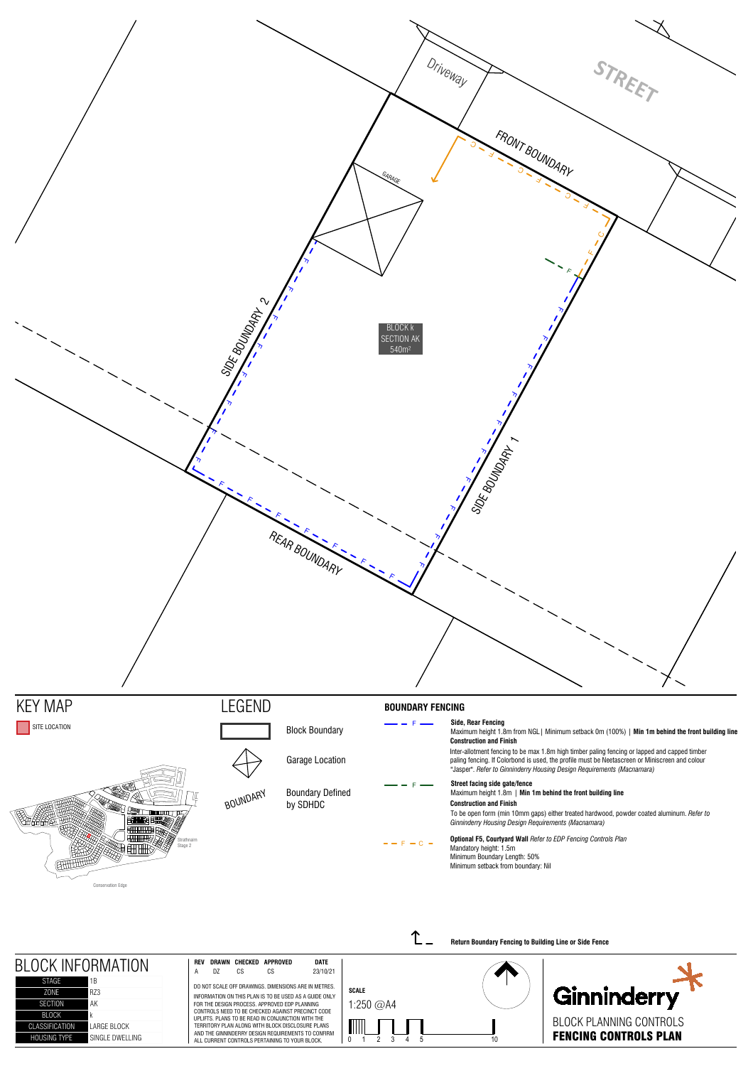STREET

Driveway

FRONT BOUNDARY

GARAGE

SIDE BOUNDARY 2

SIDE BOUNDARY 1

REAR BOUNDARY

BLOCK k
SECTION AK
540m²

## KEY MAP

SITE LOCATION

Strathnairn Stage 2

Conservation Edge

## LEGEND

Block Boundary

Garage Location

BOUNDARY — Boundary Defined by SDHDC

## BOUNDARY FENCING

**Side, Rear Fencing**
Maximum height 1.8m from NGL | Minimum setback 0m (100%) | **Min 1m behind the front building line**
**Construction and Finish**
Inter-allotment fencing to be max 1.8m high timber paling fencing or lapped and capped timber paling fencing. If Colorbond is used, the profile must be Neetascreen or Miniscreen and colour "Jasper". *Refer to Ginninderry Housing Design Requirements (Macnamara)*

**Street facing side gate/fence**
Maximum height 1.8m | **Min 1m behind the front building line**
**Construction and Finish**
To be open form (min 10mm gaps) either treated hardwood, powder coated aluminum. *Refer to Ginninderry Housing Design Requirements (Macnamara)*

**Optional F5, Courtyard Wall** *Refer to EDP Fencing Controls Plan*
Mandatory height: 1.5m
Minimum Boundary Length: 50%
Minimum setback from boundary: Nil

**Return Boundary Fencing to Building Line or Side Fence**

## BLOCK INFORMATION

| | |
|---|---|
| STAGE | 1B |
| ZONE | RZ3 |
| SECTION | AK |
| BLOCK | k |
| CLASSIFICATION | LARGE BLOCK |
| HOUSING TYPE | SINGLE DWELLING |

| REV | DRAWN | CHECKED | APPROVED | DATE |
|---|---|---|---|---|
| A | DZ | CS | CS | 23/10/21 |

DO NOT SCALE OFF DRAWINGS. DIMENSIONS ARE IN METRES.
INFORMATION ON THIS PLAN IS TO BE USED AS A GUIDE ONLY FOR THE DESIGN PROCESS. APPROVED EDP PLANNING CONTROLS NEED TO BE CHECKED AGAINST PRECINCT CODE UPLIFTS. PLANS TO BE READ IN CONJUNCTION WITH THE TERRITORY PLAN ALONG WITH BLOCK DISCLOSURE PLANS AND THE GINNINDERRY DESIGN REQUIREMENTS TO CONFIRM ALL CURRENT CONTROLS PERTAINING TO YOUR BLOCK.

**SCALE**
1:250 @A4

0 1 2 3 4 5 10

Ginninderry

BLOCK PLANNING CONTROLS
**FENCING CONTROLS PLAN**